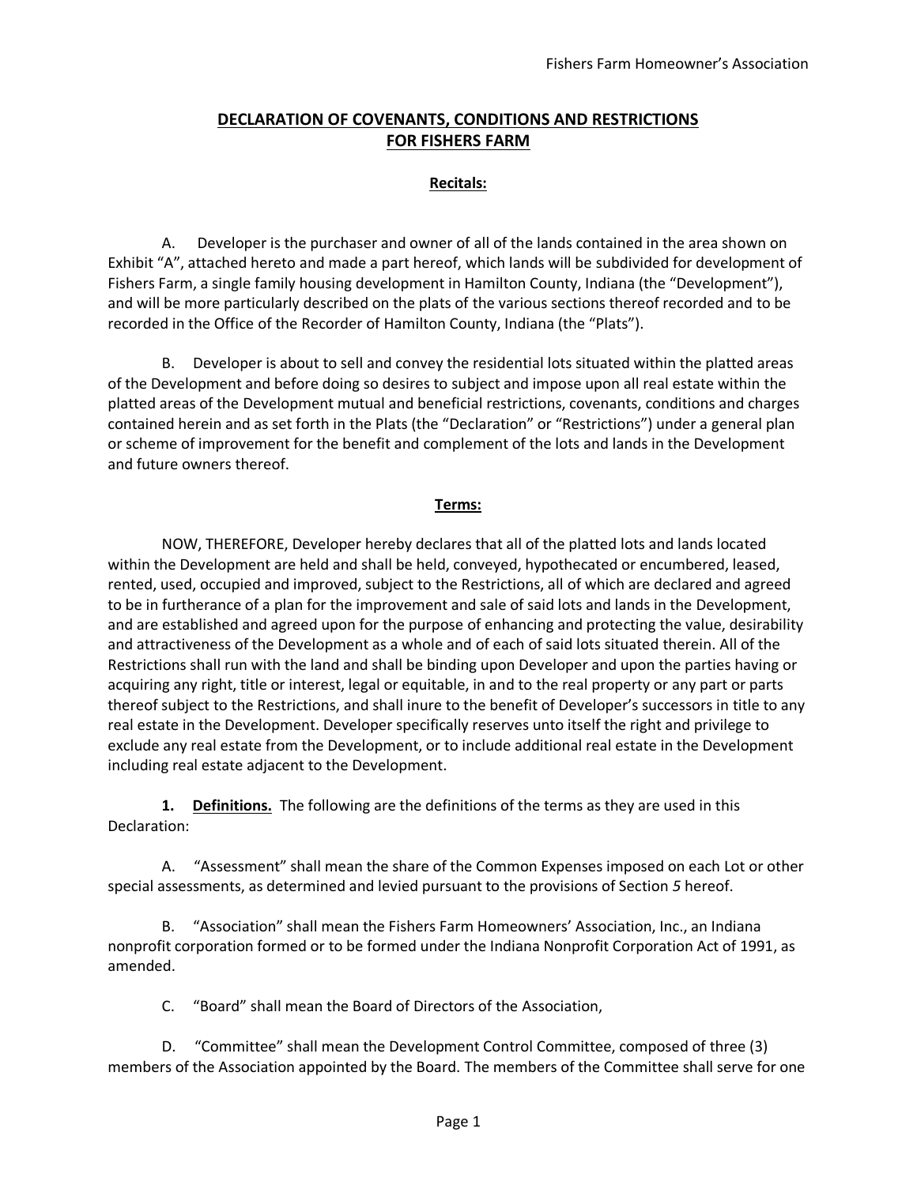# DECLARATION OF COVENANTS, CONDITIONS AND RESTRICTIONS FOR FISHERS FARM

## Recitals:

A. Developer is the purchaser and owner of all of the lands contained in the area shown on Exhibit "A", attached hereto and made a part hereof, which lands will be subdivided for development of Fishers Farm, a single family housing development in Hamilton County, Indiana (the "Development"), and will be more particularly described on the plats of the various sections thereof recorded and to be recorded in the Office of the Recorder of Hamilton County, Indiana (the "Plats").

B. Developer is about to sell and convey the residential lots situated within the platted areas of the Development and before doing so desires to subject and impose upon all real estate within the platted areas of the Development mutual and beneficial restrictions, covenants, conditions and charges contained herein and as set forth in the Plats (the "Declaration" or "Restrictions") under a general plan or scheme of improvement for the benefit and complement of the lots and lands in the Development and future owners thereof.

## Terms:

NOW, THEREFORE, Developer hereby declares that all of the platted lots and lands located within the Development are held and shall be held, conveyed, hypothecated or encumbered, leased, rented, used, occupied and improved, subject to the Restrictions, all of which are declared and agreed to be in furtherance of a plan for the improvement and sale of said lots and lands in the Development, and are established and agreed upon for the purpose of enhancing and protecting the value, desirability and attractiveness of the Development as a whole and of each of said lots situated therein. All of the Restrictions shall run with the land and shall be binding upon Developer and upon the parties having or acquiring any right, title or interest, legal or equitable, in and to the real property or any part or parts thereof subject to the Restrictions, and shall inure to the benefit of Developer's successors in title to any real estate in the Development. Developer specifically reserves unto itself the right and privilege to exclude any real estate from the Development, or to include additional real estate in the Development including real estate adjacent to the Development.

**1. Definitions.** The following are the definitions of the terms as they are used in this Declaration:

A. "Assessment" shall mean the share of the Common Expenses imposed on each Lot or other special assessments, as determined and levied pursuant to the provisions of Section *5* hereof.

B. "Association" shall mean the Fishers Farm Homeowners' Association, Inc., an Indiana nonprofit corporation formed or to be formed under the Indiana Nonprofit Corporation Act of 1991, as amended.

C. "Board" shall mean the Board of Directors of the Association,

D. "Committee" shall mean the Development Control Committee, composed of three (3) members of the Association appointed by the Board. The members of the Committee shall serve for one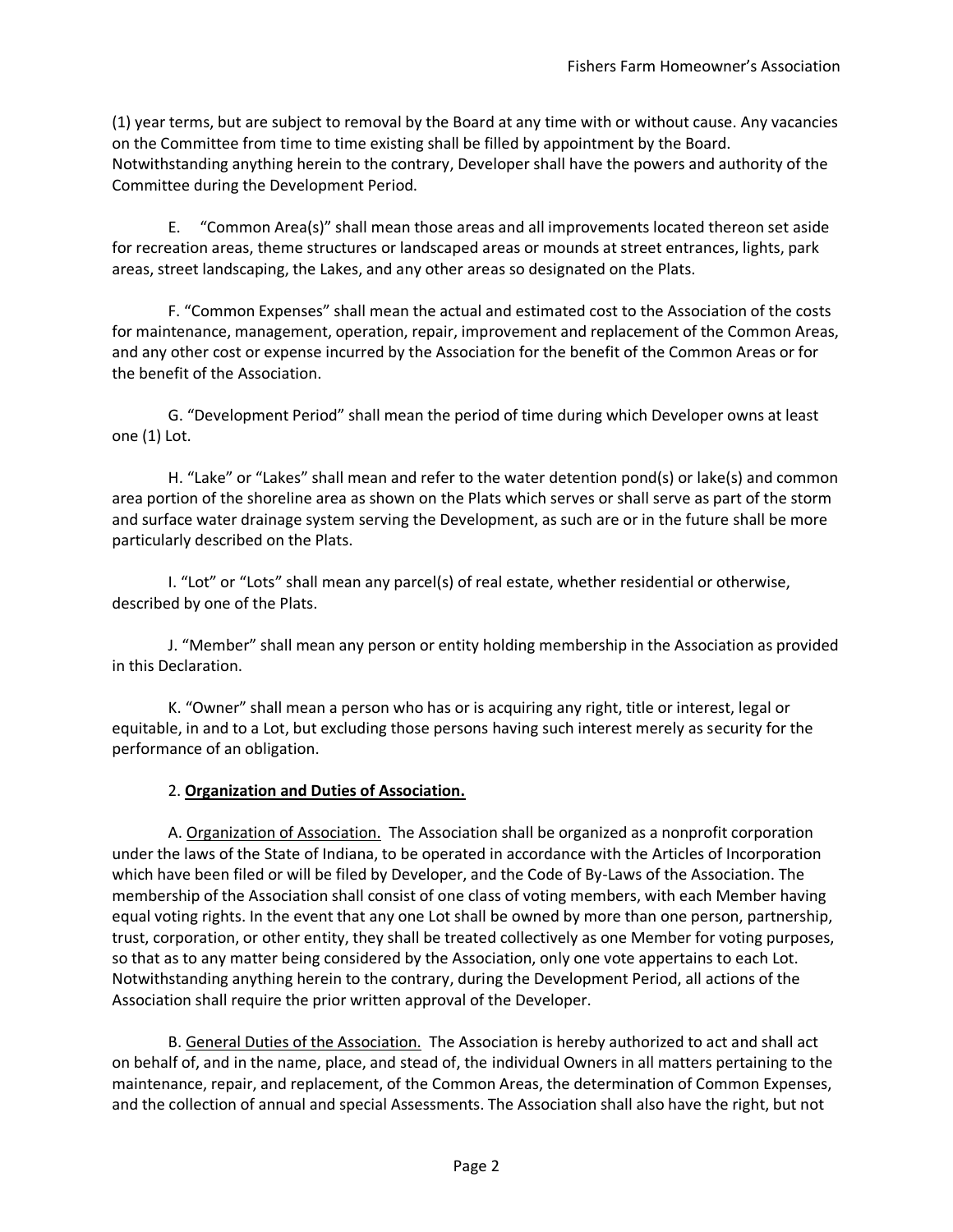(1) year terms, but are subject to removal by the Board at any time with or without cause. Any vacancies on the Committee from time to time existing shall be filled by appointment by the Board. Notwithstanding anything herein to the contrary, Developer shall have the powers and authority of the Committee during the Development Period.

E. "Common Area(s)" shall mean those areas and all improvements located thereon set aside for recreation areas, theme structures or landscaped areas or mounds at street entrances, lights, park areas, street landscaping, the Lakes, and any other areas so designated on the Plats.

F. "Common Expenses" shall mean the actual and estimated cost to the Association of the costs for maintenance, management, operation, repair, improvement and replacement of the Common Areas, and any other cost or expense incurred by the Association for the benefit of the Common Areas or for the benefit of the Association.

G. "Development Period" shall mean the period of time during which Developer owns at least one (1) Lot.

H. "Lake" or "Lakes" shall mean and refer to the water detention pond(s) or lake(s) and common area portion of the shoreline area as shown on the Plats which serves or shall serve as part of the storm and surface water drainage system serving the Development, as such are or in the future shall be more particularly described on the Plats.

I. "Lot" or "Lots" shall mean any parcel(s) of real estate, whether residential or otherwise, described by one of the Plats.

J. "Member" shall mean any person or entity holding membership in the Association as provided in this Declaration.

K. "Owner" shall mean a person who has or is acquiring any right, title or interest, legal or equitable, in and to a Lot, but excluding those persons having such interest merely as security for the performance of an obligation.

2. **Organization and Duties of Association.**

A. Organization of Association. The Association shall be organized as a nonprofit corporation under the laws of the State of Indiana, to be operated in accordance with the Articles of Incorporation which have been filed or will be filed by Developer, and the Code of By-Laws of the Association. The membership of the Association shall consist of one class of voting members, with each Member having equal voting rights. In the event that any one Lot shall be owned by more than one person, partnership, trust, corporation, or other entity, they shall be treated collectively as one Member for voting purposes, so that as to any matter being considered by the Association, only one vote appertains to each Lot. Notwithstanding anything herein to the contrary, during the Development Period, all actions of the Association shall require the prior written approval of the Developer.

B. General Duties of the Association. The Association is hereby authorized to act and shall act on behalf of, and in the name, place, and stead of, the individual Owners in all matters pertaining to the maintenance, repair, and replacement, of the Common Areas, the determination of Common Expenses, and the collection of annual and special Assessments. The Association shall also have the right, but not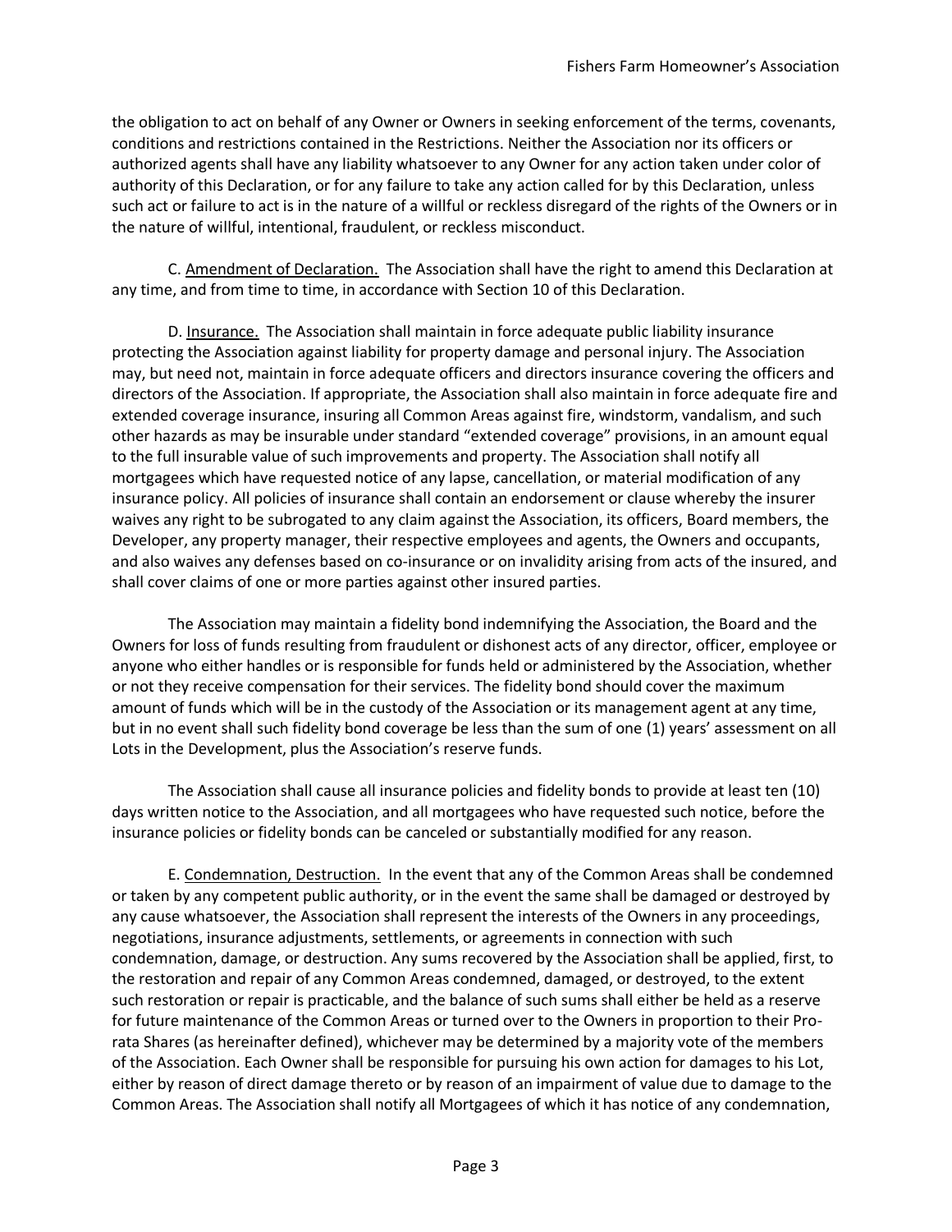the obligation to act on behalf of any Owner or Owners in seeking enforcement of the terms, covenants, conditions and restrictions contained in the Restrictions. Neither the Association nor its officers or authorized agents shall have any liability whatsoever to any Owner for any action taken under color of authority of this Declaration, or for any failure to take any action called for by this Declaration, unless such act or failure to act is in the nature of a willful or reckless disregard of the rights of the Owners or in the nature of willful, intentional, fraudulent, or reckless misconduct.

C. <u>Amendment of Declaration.</u> The Association shall have the right to amend this Declaration at any time, and from time to time, in accordance with Section 10 of this Declaration.

D. <u>Insurance.</u> The Association shall maintain in force adequate public liability insurance protecting the Association against liability for property damage and personal injury. The Association may, but need not, maintain in force adequate officers and directors insurance covering the officers and directors of the Association. If appropriate, the Association shall also maintain in force adequate fire and extended coverage insurance, insuring all Common Areas against fire, windstorm, vandalism, and such other hazards as may be insurable under standard "extended coverage" provisions, in an amount equal to the full insurable value of such improvements and property. The Association shall notify all mortgagees which have requested notice of any lapse, cancellation, or material modification of any insurance policy. All policies of insurance shall contain an endorsement or clause whereby the insurer waives any right to be subrogated to any claim against the Association, its officers, Board members, the Developer, any property manager, their respective employees and agents, the Owners and occupants, and also waives any defenses based on co-insurance or on invalidity arising from acts of the insured, and shall cover claims of one or more parties against other insured parties.

The Association may maintain a fidelity bond indemnifying the Association, the Board and the Owners for loss of funds resulting from fraudulent or dishonest acts of any director, officer, employee or anyone who either handles or is responsible for funds held or administered by the Association, whether or not they receive compensation for their services. The fidelity bond should cover the maximum amount of funds which will be in the custody of the Association or its management agent at any time, but in no event shall such fidelity bond coverage be less than the sum of one (1) years' assessment on all Lots in the Development, plus the Association's reserve funds.

The Association shall cause all insurance policies and fidelity bonds to provide at least ten (10) days written notice to the Association, and all mortgagees who have requested such notice, before the insurance policies or fidelity bonds can be canceled or substantially modified for any reason.

E. <u>Condemnation, Destruction.</u> In the event that any of the Common Areas shall be condemned or taken by any competent public authority, or in the event the same shall be damaged or destroyed by any cause whatsoever, the Association shall represent the interests of the Owners in any proceedings, negotiations, insurance adjustments, settlements, or agreements in connection with such condemnation, damage, or destruction. Any sums recovered by the Association shall be applied, first, to the restoration and repair of any Common Areas condemned, damaged, or destroyed, to the extent such restoration or repair is practicable, and the balance of such sums shall either be held as a reserve for future maintenance of the Common Areas or turned over to the Owners in proportion to their Pro-rata Shares (as hereinafter defined), whichever may be determined by a majority vote of the members of the Association. Each Owner shall be responsible for pursuing his own action for damages to his Lot, either by reason of direct damage thereto or by reason of an impairment of value due to damage to the Common Areas. The Association shall notify all Mortgagees of which it has notice of any condemnation,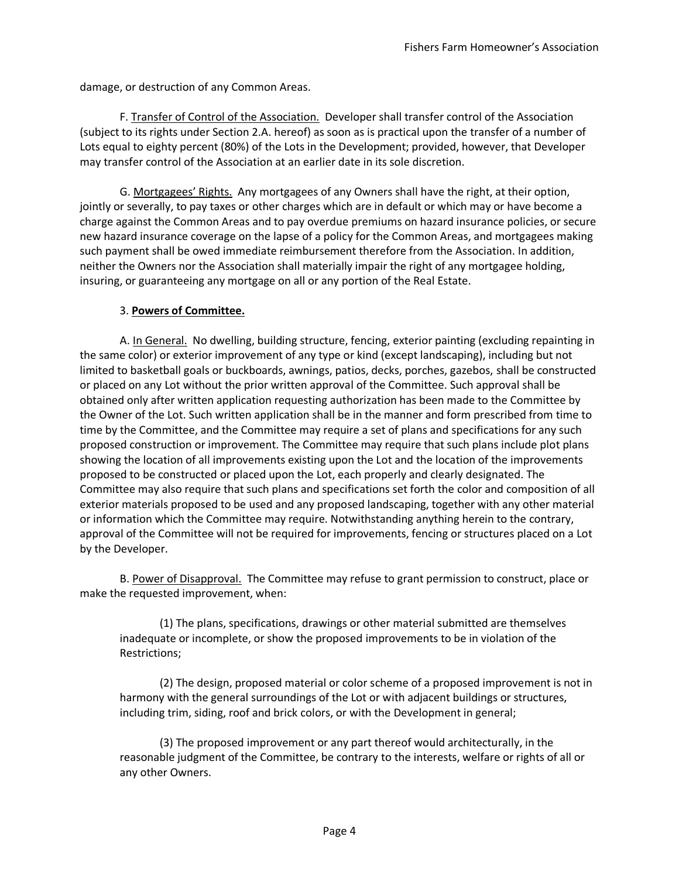damage, or destruction of any Common Areas.

F. Transfer of Control of the Association. Developer shall transfer control of the Association (subject to its rights under Section 2.A. hereof) as soon as is practical upon the transfer of a number of Lots equal to eighty percent (80%) of the Lots in the Development; provided, however, that Developer may transfer control of the Association at an earlier date in its sole discretion.

G. Mortgagees' Rights. Any mortgagees of any Owners shall have the right, at their option, jointly or severally, to pay taxes or other charges which are in default or which may or have become a charge against the Common Areas and to pay overdue premiums on hazard insurance policies, or secure new hazard insurance coverage on the lapse of a policy for the Common Areas, and mortgagees making such payment shall be owed immediate reimbursement therefore from the Association. In addition, neither the Owners nor the Association shall materially impair the right of any mortgagee holding, insuring, or guaranteeing any mortgage on all or any portion of the Real Estate.

## 3. **Powers of Committee.**

A. In General. No dwelling, building structure, fencing, exterior painting (excluding repainting in the same color) or exterior improvement of any type or kind (except landscaping), including but not limited to basketball goals or buckboards, awnings, patios, decks, porches, gazebos, shall be constructed or placed on any Lot without the prior written approval of the Committee. Such approval shall be obtained only after written application requesting authorization has been made to the Committee by the Owner of the Lot. Such written application shall be in the manner and form prescribed from time to time by the Committee, and the Committee may require a set of plans and specifications for any such proposed construction or improvement. The Committee may require that such plans include plot plans showing the location of all improvements existing upon the Lot and the location of the improvements proposed to be constructed or placed upon the Lot, each properly and clearly designated. The Committee may also require that such plans and specifications set forth the color and composition of all exterior materials proposed to be used and any proposed landscaping, together with any other material or information which the Committee may require. Notwithstanding anything herein to the contrary, approval of the Committee will not be required for improvements, fencing or structures placed on a Lot by the Developer.

B. Power of Disapproval. The Committee may refuse to grant permission to construct, place or make the requested improvement, when:

(1) The plans, specifications, drawings or other material submitted are themselves inadequate or incomplete, or show the proposed improvements to be in violation of the Restrictions;

(2) The design, proposed material or color scheme of a proposed improvement is not in harmony with the general surroundings of the Lot or with adjacent buildings or structures, including trim, siding, roof and brick colors, or with the Development in general;

(3) The proposed improvement or any part thereof would architecturally, in the reasonable judgment of the Committee, be contrary to the interests, welfare or rights of all or any other Owners.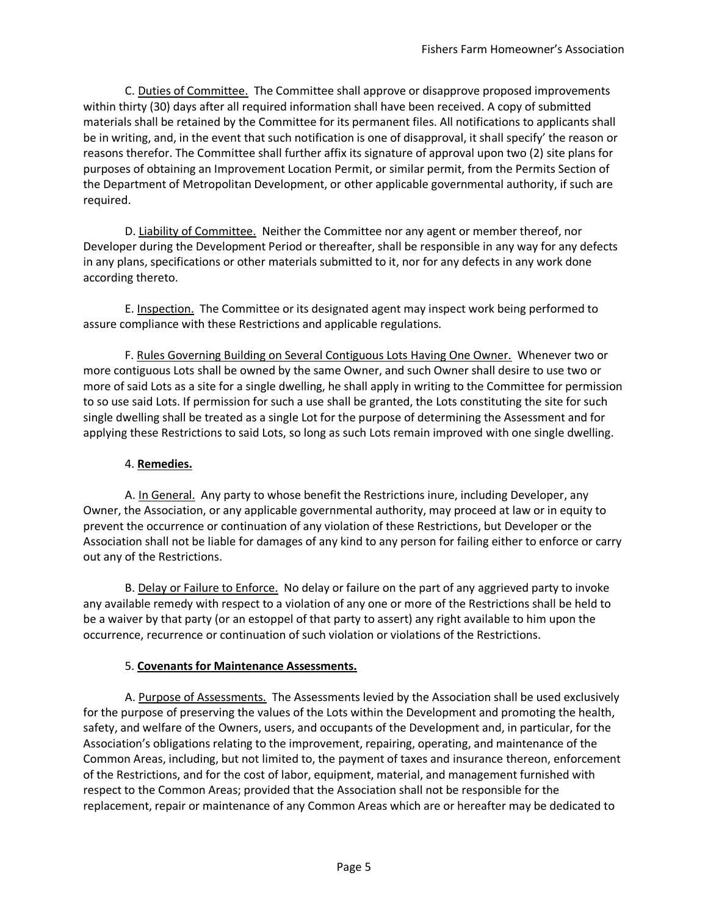C. Duties of Committee. The Committee shall approve or disapprove proposed improvements within thirty (30) days after all required information shall have been received. A copy of submitted materials shall be retained by the Committee for its permanent files. All notifications to applicants shall be in writing, and, in the event that such notification is one of disapproval, it shall specify' the reason or reasons therefor. The Committee shall further affix its signature of approval upon two (2) site plans for purposes of obtaining an Improvement Location Permit, or similar permit, from the Permits Section of the Department of Metropolitan Development, or other applicable governmental authority, if such are required.

D. Liability of Committee. Neither the Committee nor any agent or member thereof, nor Developer during the Development Period or thereafter, shall be responsible in any way for any defects in any plans, specifications or other materials submitted to it, nor for any defects in any work done according thereto.

E. Inspection. The Committee or its designated agent may inspect work being performed to assure compliance with these Restrictions and applicable regulations.

F. Rules Governing Building on Several Contiguous Lots Having One Owner. Whenever two or more contiguous Lots shall be owned by the same Owner, and such Owner shall desire to use two or more of said Lots as a site for a single dwelling, he shall apply in writing to the Committee for permission to so use said Lots. If permission for such a use shall be granted, the Lots constituting the site for such single dwelling shall be treated as a single Lot for the purpose of determining the Assessment and for applying these Restrictions to said Lots, so long as such Lots remain improved with one single dwelling.

4. **Remedies.**

A. In General. Any party to whose benefit the Restrictions inure, including Developer, any Owner, the Association, or any applicable governmental authority, may proceed at law or in equity to prevent the occurrence or continuation of any violation of these Restrictions, but Developer or the Association shall not be liable for damages of any kind to any person for failing either to enforce or carry out any of the Restrictions.

B. Delay or Failure to Enforce. No delay or failure on the part of any aggrieved party to invoke any available remedy with respect to a violation of any one or more of the Restrictions shall be held to be a waiver by that party (or an estoppel of that party to assert) any right available to him upon the occurrence, recurrence or continuation of such violation or violations of the Restrictions.

5. **Covenants for Maintenance Assessments.**

A. Purpose of Assessments. The Assessments levied by the Association shall be used exclusively for the purpose of preserving the values of the Lots within the Development and promoting the health, safety, and welfare of the Owners, users, and occupants of the Development and, in particular, for the Association's obligations relating to the improvement, repairing, operating, and maintenance of the Common Areas, including, but not limited to, the payment of taxes and insurance thereon, enforcement of the Restrictions, and for the cost of labor, equipment, material, and management furnished with respect to the Common Areas; provided that the Association shall not be responsible for the replacement, repair or maintenance of any Common Areas which are or hereafter may be dedicated to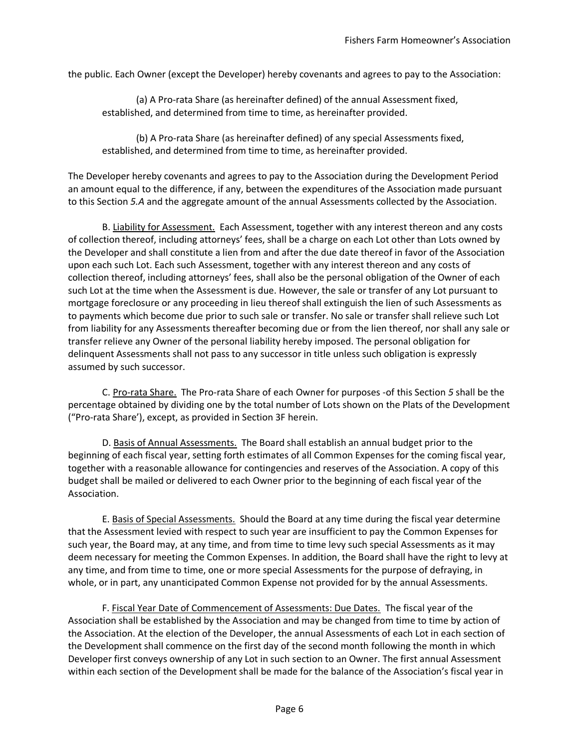the public. Each Owner (except the Developer) hereby covenants and agrees to pay to the Association:

(a) A Pro-rata Share (as hereinafter defined) of the annual Assessment fixed, established, and determined from time to time, as hereinafter provided.

(b) A Pro-rata Share (as hereinafter defined) of any special Assessments fixed, established, and determined from time to time, as hereinafter provided.

The Developer hereby covenants and agrees to pay to the Association during the Development Period an amount equal to the difference, if any, between the expenditures of the Association made pursuant to this Section *5.A* and the aggregate amount of the annual Assessments collected by the Association.

B. Liability for Assessment. Each Assessment, together with any interest thereon and any costs of collection thereof, including attorneys' fees, shall be a charge on each Lot other than Lots owned by the Developer and shall constitute a lien from and after the due date thereof in favor of the Association upon each such Lot. Each such Assessment, together with any interest thereon and any costs of collection thereof, including attorneys' fees, shall also be the personal obligation of the Owner of each such Lot at the time when the Assessment is due. However, the sale or transfer of any Lot pursuant to mortgage foreclosure or any proceeding in lieu thereof shall extinguish the lien of such Assessments as to payments which become due prior to such sale or transfer. No sale or transfer shall relieve such Lot from liability for any Assessments thereafter becoming due or from the lien thereof, nor shall any sale or transfer relieve any Owner of the personal liability hereby imposed. The personal obligation for delinquent Assessments shall not pass to any successor in title unless such obligation is expressly assumed by such successor.

C. Pro-rata Share. The Pro-rata Share of each Owner for purposes -of this Section *5* shall be the percentage obtained by dividing one by the total number of Lots shown on the Plats of the Development ("Pro-rata Share'), except, as provided in Section 3F herein.

D. Basis of Annual Assessments. The Board shall establish an annual budget prior to the beginning of each fiscal year, setting forth estimates of all Common Expenses for the coming fiscal year, together with a reasonable allowance for contingencies and reserves of the Association. A copy of this budget shall be mailed or delivered to each Owner prior to the beginning of each fiscal year of the Association.

E. Basis of Special Assessments. Should the Board at any time during the fiscal year determine that the Assessment levied with respect to such year are insufficient to pay the Common Expenses for such year, the Board may, at any time, and from time to time levy such special Assessments as it may deem necessary for meeting the Common Expenses. In addition, the Board shall have the right to levy at any time, and from time to time, one or more special Assessments for the purpose of defraying, in whole, or in part, any unanticipated Common Expense not provided for by the annual Assessments.

F. Fiscal Year Date of Commencement of Assessments: Due Dates. The fiscal year of the Association shall be established by the Association and may be changed from time to time by action of the Association. At the election of the Developer, the annual Assessments of each Lot in each section of the Development shall commence on the first day of the second month following the month in which Developer first conveys ownership of any Lot in such section to an Owner. The first annual Assessment within each section of the Development shall be made for the balance of the Association's fiscal year in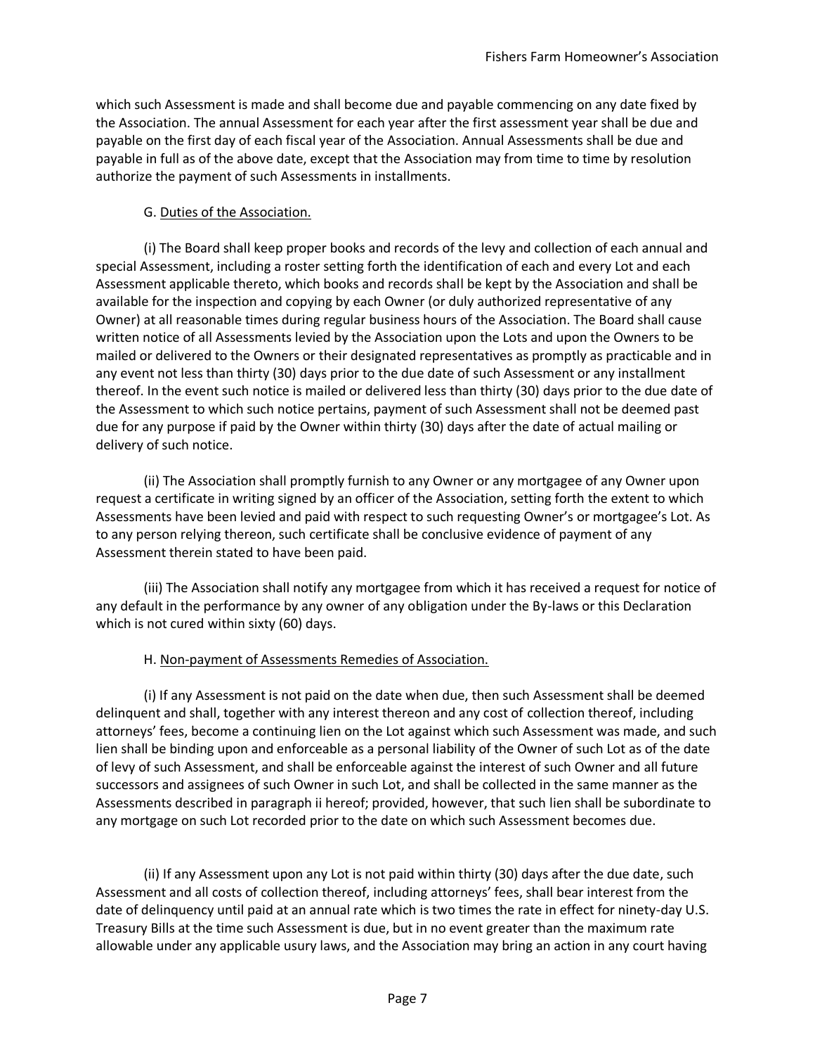which such Assessment is made and shall become due and payable commencing on any date fixed by the Association. The annual Assessment for each year after the first assessment year shall be due and payable on the first day of each fiscal year of the Association. Annual Assessments shall be due and payable in full as of the above date, except that the Association may from time to time by resolution authorize the payment of such Assessments in installments.

G. Duties of the Association.

(i) The Board shall keep proper books and records of the levy and collection of each annual and special Assessment, including a roster setting forth the identification of each and every Lot and each Assessment applicable thereto, which books and records shall be kept by the Association and shall be available for the inspection and copying by each Owner (or duly authorized representative of any Owner) at all reasonable times during regular business hours of the Association. The Board shall cause written notice of all Assessments levied by the Association upon the Lots and upon the Owners to be mailed or delivered to the Owners or their designated representatives as promptly as practicable and in any event not less than thirty (30) days prior to the due date of such Assessment or any installment thereof. In the event such notice is mailed or delivered less than thirty (30) days prior to the due date of the Assessment to which such notice pertains, payment of such Assessment shall not be deemed past due for any purpose if paid by the Owner within thirty (30) days after the date of actual mailing or delivery of such notice.

(ii) The Association shall promptly furnish to any Owner or any mortgagee of any Owner upon request a certificate in writing signed by an officer of the Association, setting forth the extent to which Assessments have been levied and paid with respect to such requesting Owner's or mortgagee's Lot. As to any person relying thereon, such certificate shall be conclusive evidence of payment of any Assessment therein stated to have been paid.

(iii) The Association shall notify any mortgagee from which it has received a request for notice of any default in the performance by any owner of any obligation under the By-laws or this Declaration which is not cured within sixty (60) days.

H. Non-payment of Assessments Remedies of Association.

(i) If any Assessment is not paid on the date when due, then such Assessment shall be deemed delinquent and shall, together with any interest thereon and any cost of collection thereof, including attorneys' fees, become a continuing lien on the Lot against which such Assessment was made, and such lien shall be binding upon and enforceable as a personal liability of the Owner of such Lot as of the date of levy of such Assessment, and shall be enforceable against the interest of such Owner and all future successors and assignees of such Owner in such Lot, and shall be collected in the same manner as the Assessments described in paragraph ii hereof; provided, however, that such lien shall be subordinate to any mortgage on such Lot recorded prior to the date on which such Assessment becomes due.

(ii) If any Assessment upon any Lot is not paid within thirty (30) days after the due date, such Assessment and all costs of collection thereof, including attorneys' fees, shall bear interest from the date of delinquency until paid at an annual rate which is two times the rate in effect for ninety-day U.S. Treasury Bills at the time such Assessment is due, but in no event greater than the maximum rate allowable under any applicable usury laws, and the Association may bring an action in any court having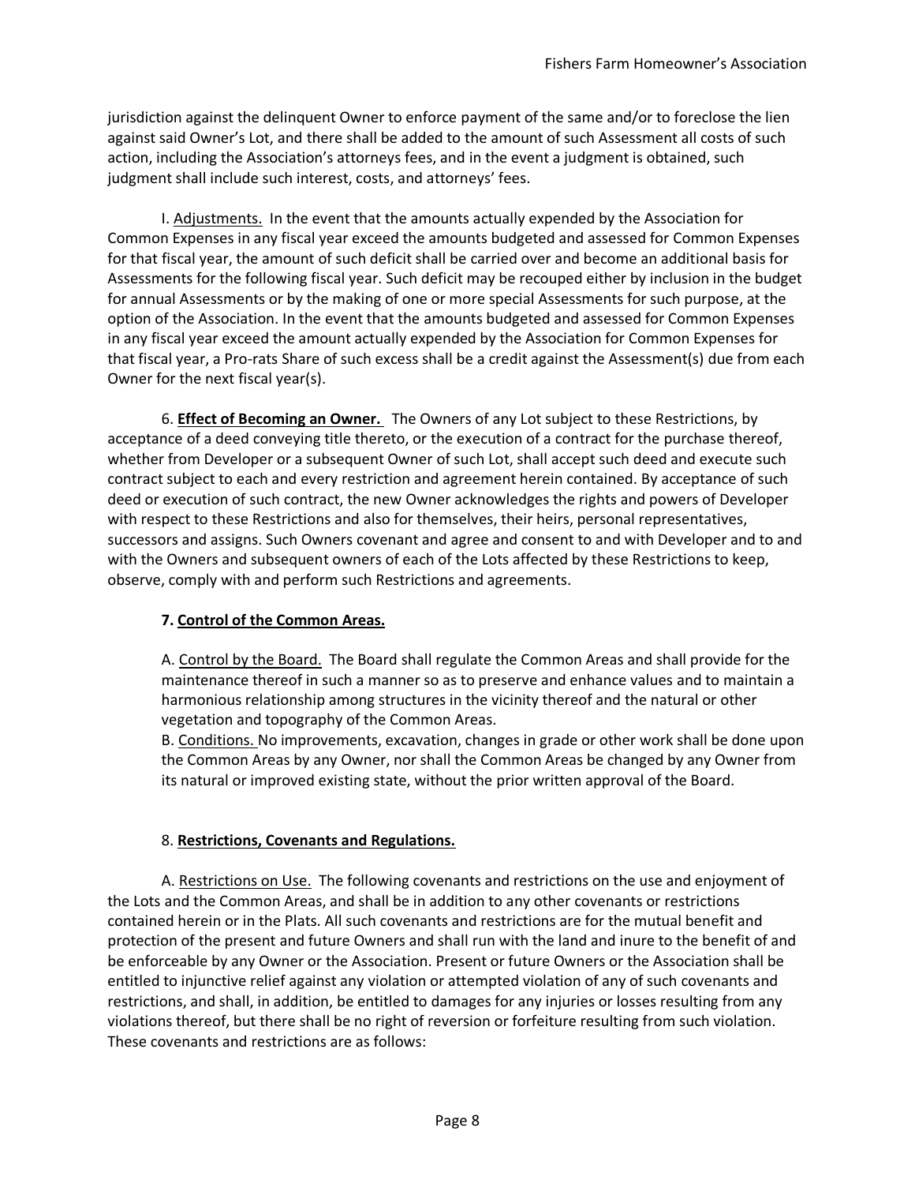jurisdiction against the delinquent Owner to enforce payment of the same and/or to foreclose the lien against said Owner's Lot, and there shall be added to the amount of such Assessment all costs of such action, including the Association's attorneys fees, and in the event a judgment is obtained, such judgment shall include such interest, costs, and attorneys' fees.

I. Adjustments. In the event that the amounts actually expended by the Association for Common Expenses in any fiscal year exceed the amounts budgeted and assessed for Common Expenses for that fiscal year, the amount of such deficit shall be carried over and become an additional basis for Assessments for the following fiscal year. Such deficit may be recouped either by inclusion in the budget for annual Assessments or by the making of one or more special Assessments for such purpose, at the option of the Association. In the event that the amounts budgeted and assessed for Common Expenses in any fiscal year exceed the amount actually expended by the Association for Common Expenses for that fiscal year, a Pro-rats Share of such excess shall be a credit against the Assessment(s) due from each Owner for the next fiscal year(s).

6. **Effect of Becoming an Owner.** The Owners of any Lot subject to these Restrictions, by acceptance of a deed conveying title thereto, or the execution of a contract for the purchase thereof, whether from Developer or a subsequent Owner of such Lot, shall accept such deed and execute such contract subject to each and every restriction and agreement herein contained. By acceptance of such deed or execution of such contract, the new Owner acknowledges the rights and powers of Developer with respect to these Restrictions and also for themselves, their heirs, personal representatives, successors and assigns. Such Owners covenant and agree and consent to and with Developer and to and with the Owners and subsequent owners of each of the Lots affected by these Restrictions to keep, observe, comply with and perform such Restrictions and agreements.

**7. Control of the Common Areas.**

A. Control by the Board. The Board shall regulate the Common Areas and shall provide for the maintenance thereof in such a manner so as to preserve and enhance values and to maintain a harmonious relationship among structures in the vicinity thereof and the natural or other vegetation and topography of the Common Areas.

B. Conditions. No improvements, excavation, changes in grade or other work shall be done upon the Common Areas by any Owner, nor shall the Common Areas be changed by any Owner from its natural or improved existing state, without the prior written approval of the Board.

8. **Restrictions, Covenants and Regulations.**

A. Restrictions on Use. The following covenants and restrictions on the use and enjoyment of the Lots and the Common Areas, and shall be in addition to any other covenants or restrictions contained herein or in the Plats. All such covenants and restrictions are for the mutual benefit and protection of the present and future Owners and shall run with the land and inure to the benefit of and be enforceable by any Owner or the Association. Present or future Owners or the Association shall be entitled to injunctive relief against any violation or attempted violation of any of such covenants and restrictions, and shall, in addition, be entitled to damages for any injuries or losses resulting from any violations thereof, but there shall be no right of reversion or forfeiture resulting from such violation. These covenants and restrictions are as follows: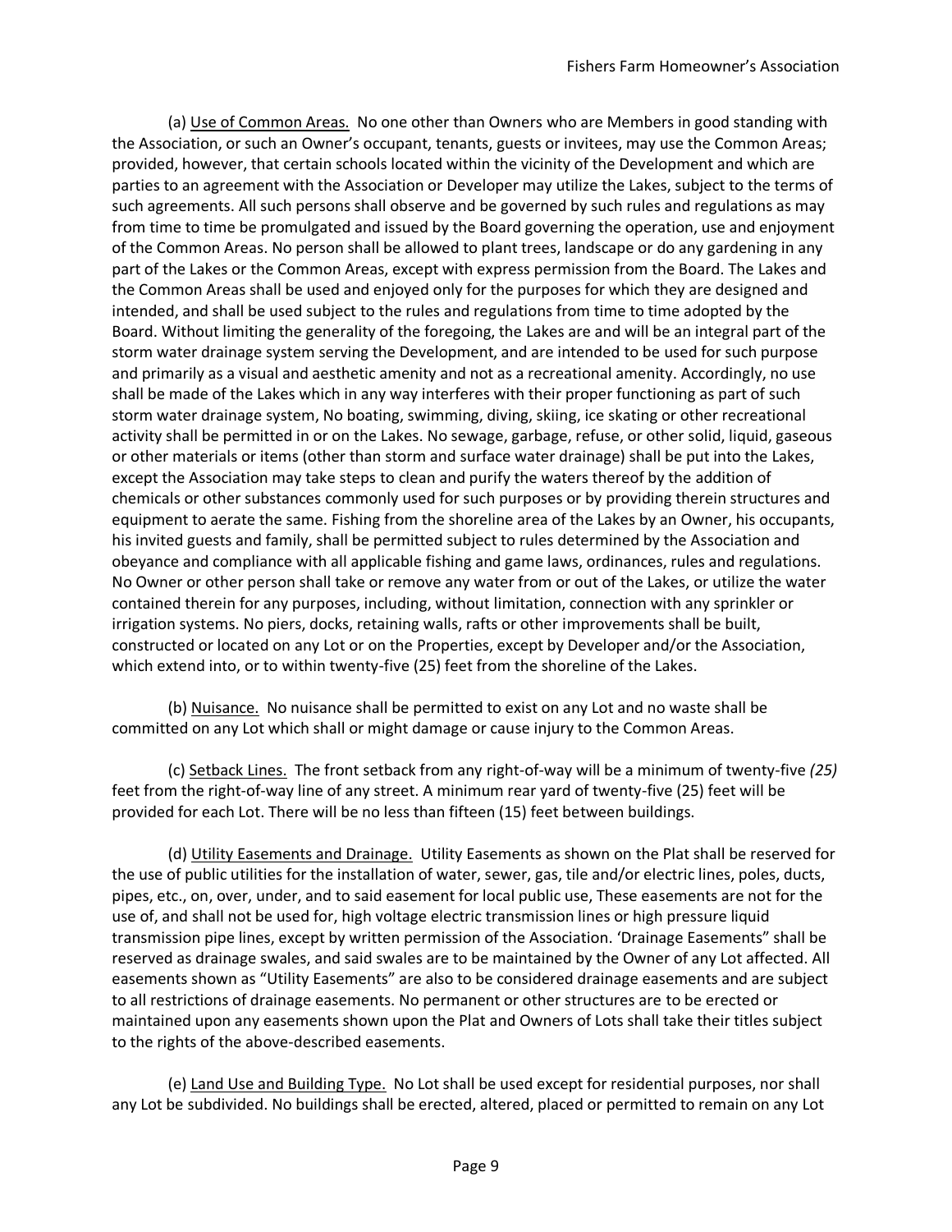(a) Use of Common Areas. No one other than Owners who are Members in good standing with the Association, or such an Owner's occupant, tenants, guests or invitees, may use the Common Areas; provided, however, that certain schools located within the vicinity of the Development and which are parties to an agreement with the Association or Developer may utilize the Lakes, subject to the terms of such agreements. All such persons shall observe and be governed by such rules and regulations as may from time to time be promulgated and issued by the Board governing the operation, use and enjoyment of the Common Areas. No person shall be allowed to plant trees, landscape or do any gardening in any part of the Lakes or the Common Areas, except with express permission from the Board. The Lakes and the Common Areas shall be used and enjoyed only for the purposes for which they are designed and intended, and shall be used subject to the rules and regulations from time to time adopted by the Board. Without limiting the generality of the foregoing, the Lakes are and will be an integral part of the storm water drainage system serving the Development, and are intended to be used for such purpose and primarily as a visual and aesthetic amenity and not as a recreational amenity. Accordingly, no use shall be made of the Lakes which in any way interferes with their proper functioning as part of such storm water drainage system, No boating, swimming, diving, skiing, ice skating or other recreational activity shall be permitted in or on the Lakes. No sewage, garbage, refuse, or other solid, liquid, gaseous or other materials or items (other than storm and surface water drainage) shall be put into the Lakes, except the Association may take steps to clean and purify the waters thereof by the addition of chemicals or other substances commonly used for such purposes or by providing therein structures and equipment to aerate the same. Fishing from the shoreline area of the Lakes by an Owner, his occupants, his invited guests and family, shall be permitted subject to rules determined by the Association and obeyance and compliance with all applicable fishing and game laws, ordinances, rules and regulations. No Owner or other person shall take or remove any water from or out of the Lakes, or utilize the water contained therein for any purposes, including, without limitation, connection with any sprinkler or irrigation systems. No piers, docks, retaining walls, rafts or other improvements shall be built, constructed or located on any Lot or on the Properties, except by Developer and/or the Association, which extend into, or to within twenty-five (25) feet from the shoreline of the Lakes.

(b) Nuisance. No nuisance shall be permitted to exist on any Lot and no waste shall be committed on any Lot which shall or might damage or cause injury to the Common Areas.

(c) Setback Lines. The front setback from any right-of-way will be a minimum of twenty-five *(25)* feet from the right-of-way line of any street. A minimum rear yard of twenty-five (25) feet will be provided for each Lot. There will be no less than fifteen (15) feet between buildings.

(d) Utility Easements and Drainage. Utility Easements as shown on the Plat shall be reserved for the use of public utilities for the installation of water, sewer, gas, tile and/or electric lines, poles, ducts, pipes, etc., on, over, under, and to said easement for local public use, These easements are not for the use of, and shall not be used for, high voltage electric transmission lines or high pressure liquid transmission pipe lines, except by written permission of the Association. 'Drainage Easements" shall be reserved as drainage swales, and said swales are to be maintained by the Owner of any Lot affected. All easements shown as "Utility Easements" are also to be considered drainage easements and are subject to all restrictions of drainage easements. No permanent or other structures are to be erected or maintained upon any easements shown upon the Plat and Owners of Lots shall take their titles subject to the rights of the above-described easements.

(e) Land Use and Building Type. No Lot shall be used except for residential purposes, nor shall any Lot be subdivided. No buildings shall be erected, altered, placed or permitted to remain on any Lot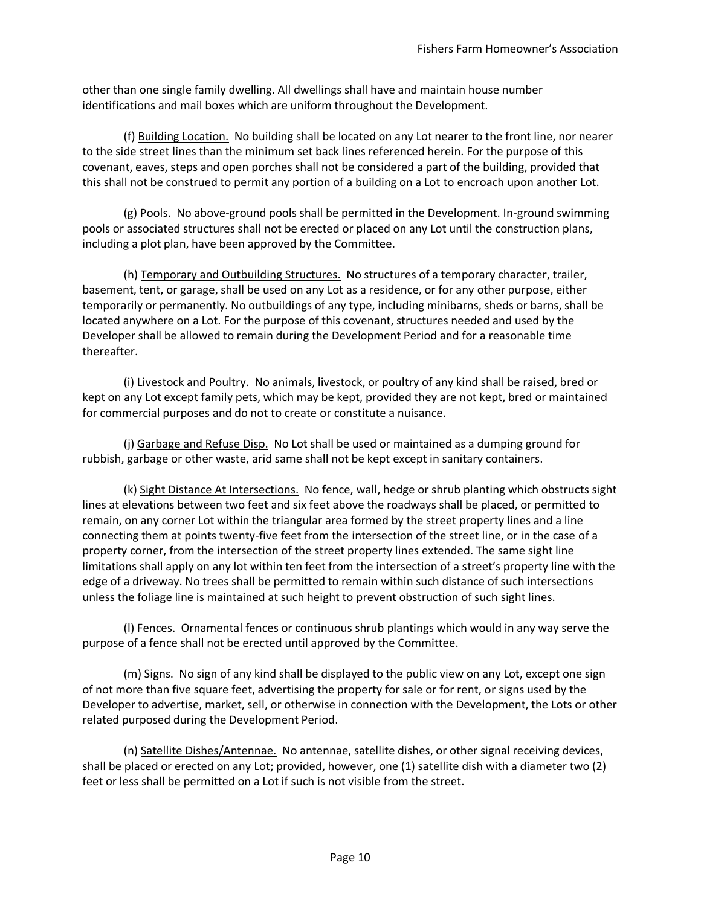other than one single family dwelling. All dwellings shall have and maintain house number identifications and mail boxes which are uniform throughout the Development.

(f) <u>Building Location.</u> No building shall be located on any Lot nearer to the front line, nor nearer to the side street lines than the minimum set back lines referenced herein. For the purpose of this covenant, eaves, steps and open porches shall not be considered a part of the building, provided that this shall not be construed to permit any portion of a building on a Lot to encroach upon another Lot.

(g) <u>Pools.</u> No above-ground pools shall be permitted in the Development. In-ground swimming pools or associated structures shall not be erected or placed on any Lot until the construction plans, including a plot plan, have been approved by the Committee.

(h) <u>Temporary and Outbuilding Structures.</u> No structures of a temporary character, trailer, basement, tent, or garage, shall be used on any Lot as a residence, or for any other purpose, either temporarily or permanently. No outbuildings of any type, including minibarns, sheds or barns, shall be located anywhere on a Lot. For the purpose of this covenant, structures needed and used by the Developer shall be allowed to remain during the Development Period and for a reasonable time thereafter.

(i) <u>Livestock and Poultry.</u> No animals, livestock, or poultry of any kind shall be raised, bred or kept on any Lot except family pets, which may be kept, provided they are not kept, bred or maintained for commercial purposes and do not to create or constitute a nuisance.

(j) <u>Garbage and Refuse Disp.</u> No Lot shall be used or maintained as a dumping ground for rubbish, garbage or other waste, arid same shall not be kept except in sanitary containers.

(k) <u>Sight Distance At Intersections.</u> No fence, wall, hedge or shrub planting which obstructs sight lines at elevations between two feet and six feet above the roadways shall be placed, or permitted to remain, on any corner Lot within the triangular area formed by the street property lines and a line connecting them at points twenty-five feet from the intersection of the street line, or in the case of a property corner, from the intersection of the street property lines extended. The same sight line limitations shall apply on any lot within ten feet from the intersection of a street's property line with the edge of a driveway. No trees shall be permitted to remain within such distance of such intersections unless the foliage line is maintained at such height to prevent obstruction of such sight lines.

(l) <u>Fences.</u> Ornamental fences or continuous shrub plantings which would in any way serve the purpose of a fence shall not be erected until approved by the Committee.

(m) <u>Signs.</u> No sign of any kind shall be displayed to the public view on any Lot, except one sign of not more than five square feet, advertising the property for sale or for rent, or signs used by the Developer to advertise, market, sell, or otherwise in connection with the Development, the Lots or other related purposed during the Development Period.

(n) <u>Satellite Dishes/Antennae.</u> No antennae, satellite dishes, or other signal receiving devices, shall be placed or erected on any Lot; provided, however, one (1) satellite dish with a diameter two (2) feet or less shall be permitted on a Lot if such is not visible from the street.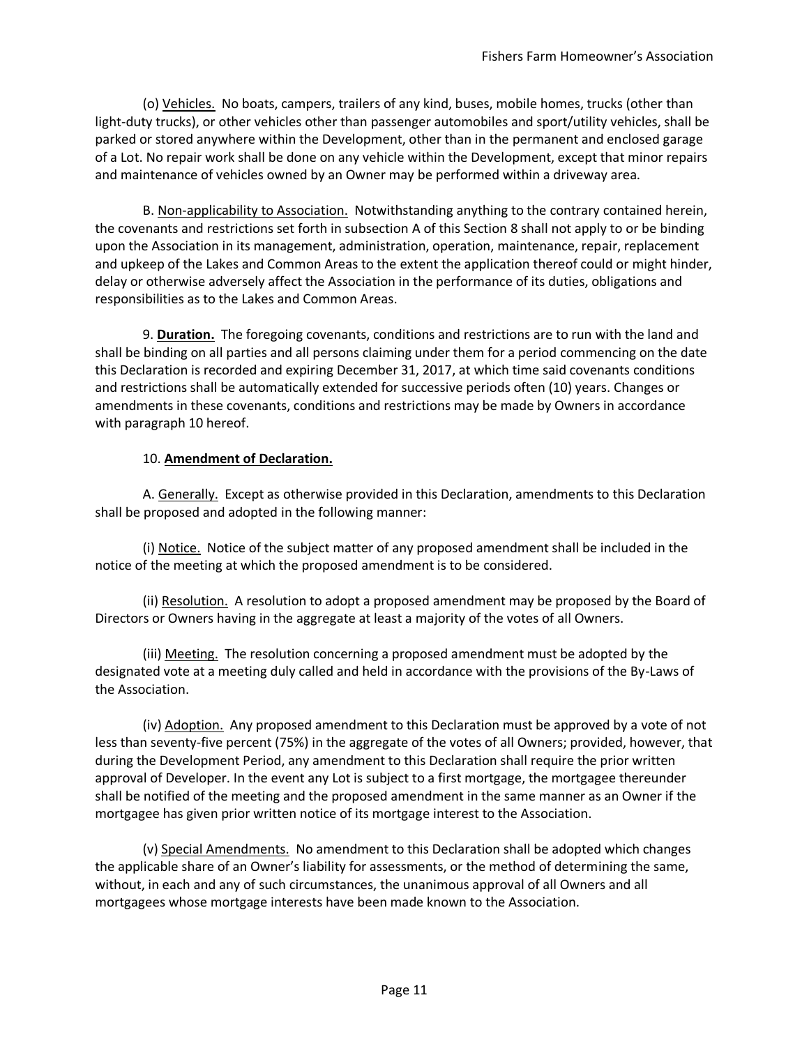(o) Vehicles. No boats, campers, trailers of any kind, buses, mobile homes, trucks (other than light-duty trucks), or other vehicles other than passenger automobiles and sport/utility vehicles, shall be parked or stored anywhere within the Development, other than in the permanent and enclosed garage of a Lot. No repair work shall be done on any vehicle within the Development, except that minor repairs and maintenance of vehicles owned by an Owner may be performed within a driveway area.

B. Non-applicability to Association. Notwithstanding anything to the contrary contained herein, the covenants and restrictions set forth in subsection A of this Section 8 shall not apply to or be binding upon the Association in its management, administration, operation, maintenance, repair, replacement and upkeep of the Lakes and Common Areas to the extent the application thereof could or might hinder, delay or otherwise adversely affect the Association in the performance of its duties, obligations and responsibilities as to the Lakes and Common Areas.

9. **Duration.** The foregoing covenants, conditions and restrictions are to run with the land and shall be binding on all parties and all persons claiming under them for a period commencing on the date this Declaration is recorded and expiring December 31, 2017, at which time said covenants conditions and restrictions shall be automatically extended for successive periods often (10) years. Changes or amendments in these covenants, conditions and restrictions may be made by Owners in accordance with paragraph 10 hereof.

10. **Amendment of Declaration.**

A. Generally. Except as otherwise provided in this Declaration, amendments to this Declaration shall be proposed and adopted in the following manner:

(i) Notice. Notice of the subject matter of any proposed amendment shall be included in the notice of the meeting at which the proposed amendment is to be considered.

(ii) Resolution. A resolution to adopt a proposed amendment may be proposed by the Board of Directors or Owners having in the aggregate at least a majority of the votes of all Owners.

(iii) Meeting. The resolution concerning a proposed amendment must be adopted by the designated vote at a meeting duly called and held in accordance with the provisions of the By-Laws of the Association.

(iv) Adoption. Any proposed amendment to this Declaration must be approved by a vote of not less than seventy-five percent (75%) in the aggregate of the votes of all Owners; provided, however, that during the Development Period, any amendment to this Declaration shall require the prior written approval of Developer. In the event any Lot is subject to a first mortgage, the mortgagee thereunder shall be notified of the meeting and the proposed amendment in the same manner as an Owner if the mortgagee has given prior written notice of its mortgage interest to the Association.

(v) Special Amendments. No amendment to this Declaration shall be adopted which changes the applicable share of an Owner's liability for assessments, or the method of determining the same, without, in each and any of such circumstances, the unanimous approval of all Owners and all mortgagees whose mortgage interests have been made known to the Association.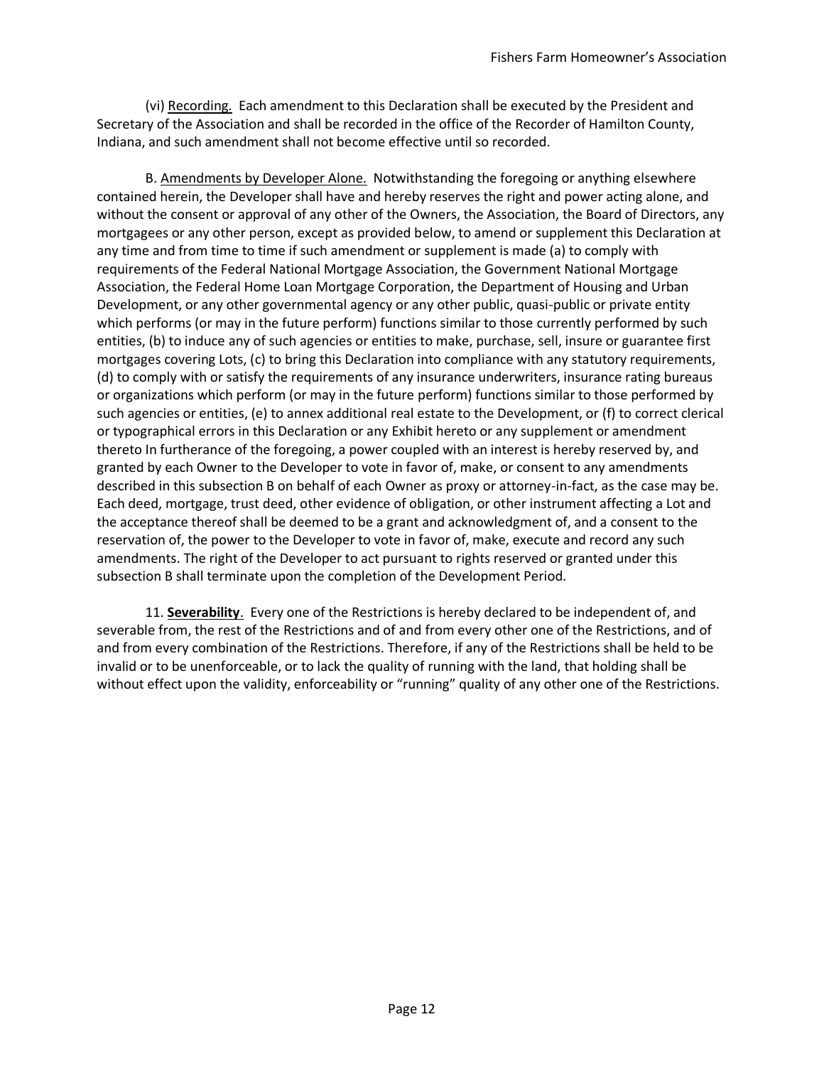(vi) <u>Recording.</u> Each amendment to this Declaration shall be executed by the President and Secretary of the Association and shall be recorded in the office of the Recorder of Hamilton County, Indiana, and such amendment shall not become effective until so recorded.

B. <u>Amendments by Developer Alone.</u> Notwithstanding the foregoing or anything elsewhere contained herein, the Developer shall have and hereby reserves the right and power acting alone, and without the consent or approval of any other of the Owners, the Association, the Board of Directors, any mortgagees or any other person, except as provided below, to amend or supplement this Declaration at any time and from time to time if such amendment or supplement is made (a) to comply with requirements of the Federal National Mortgage Association, the Government National Mortgage Association, the Federal Home Loan Mortgage Corporation, the Department of Housing and Urban Development, or any other governmental agency or any other public, quasi-public or private entity which performs (or may in the future perform) functions similar to those currently performed by such entities, (b) to induce any of such agencies or entities to make, purchase, sell, insure or guarantee first mortgages covering Lots, (c) to bring this Declaration into compliance with any statutory requirements, (d) to comply with or satisfy the requirements of any insurance underwriters, insurance rating bureaus or organizations which perform (or may in the future perform) functions similar to those performed by such agencies or entities, (e) to annex additional real estate to the Development, or (f) to correct clerical or typographical errors in this Declaration or any Exhibit hereto or any supplement or amendment thereto In furtherance of the foregoing, a power coupled with an interest is hereby reserved by, and granted by each Owner to the Developer to vote in favor of, make, or consent to any amendments described in this subsection B on behalf of each Owner as proxy or attorney-in-fact, as the case may be. Each deed, mortgage, trust deed, other evidence of obligation, or other instrument affecting a Lot and the acceptance thereof shall be deemed to be a grant and acknowledgment of, and a consent to the reservation of, the power to the Developer to vote in favor of, make, execute and record any such amendments. The right of the Developer to act pursuant to rights reserved or granted under this subsection B shall terminate upon the completion of the Development Period.

11. **<u>Severability</u>**. Every one of the Restrictions is hereby declared to be independent of, and severable from, the rest of the Restrictions and of and from every other one of the Restrictions, and of and from every combination of the Restrictions. Therefore, if any of the Restrictions shall be held to be invalid or to be unenforceable, or to lack the quality of running with the land, that holding shall be without effect upon the validity, enforceability or "running" quality of any other one of the Restrictions.